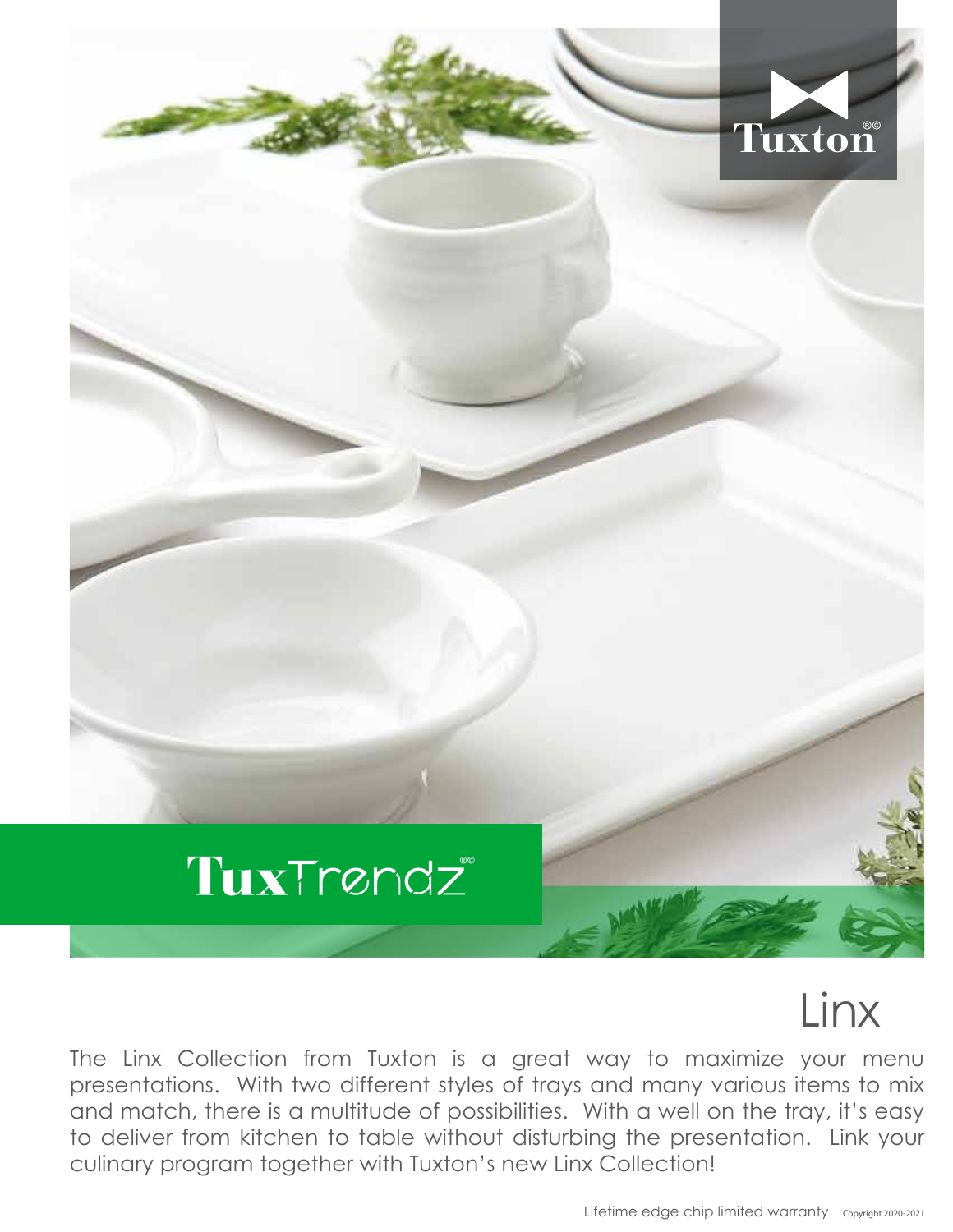Tuxton®©

TuxTrendz®©

# Linx

The Linx Collection from Tuxton is a great way to maximize your menu presentations. With two different styles of trays and many various items to mix and match, there is a multitude of possibilities. With a well on the tray, it's easy to deliver from kitchen to table without disturbing the presentation. Link your culinary program together with Tuxton's new Linx Collection!

Lifetime edge chip limited warranty Copyright 2020-2021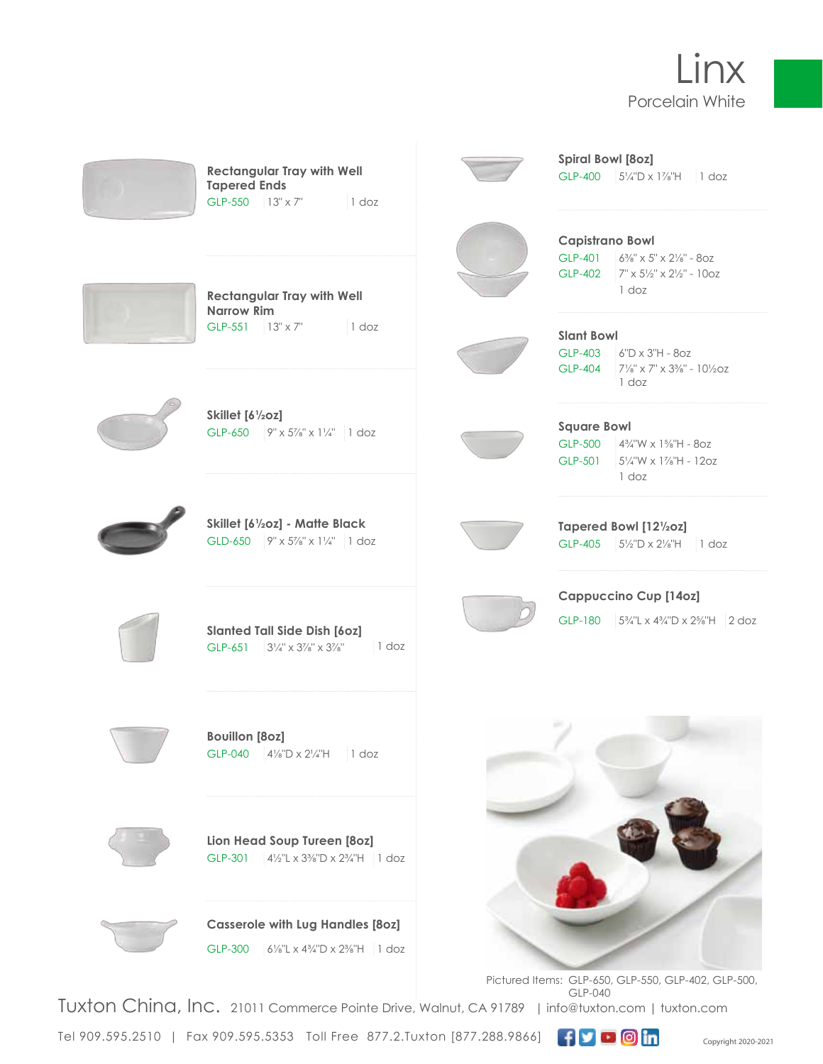# Linx

Porcelain White

### Rectangular Tray with Well Tapered Ends

GLP-550 | 13" x 7" | 1 doz

### Rectangular Tray with Well Narrow Rim

GLP-551 | 13" x 7" | 1 doz

### Skillet [6½oz]

GLP-650 | 9" x 5⅞" x 1¼" | 1 doz

### Skillet [6½oz] - Matte Black

GLD-650 | 9" x 5⅞" x 1¼" | 1 doz

### Slanted Tall Side Dish [6oz]

GLP-651 | 3¼" x 3⅞" x 3⅞" | 1 doz

### Bouillon [8oz]

GLP-040 | 4⅛"D x 2¼"H | 1 doz

### Lion Head Soup Tureen [8oz]

GLP-301 | 4½"L x 3⅜"D x 2¾"H | 1 doz

### Casserole with Lug Handles [8oz]

GLP-300 | 6⅛"L x 4¾"D x 2⅝"H | 1 doz

### Spiral Bowl [8oz]

GLP-400 | 5¼"D x 1⅞"H | 1 doz

### Capistrano Bowl

GLP-401 | 6⅜" x 5" x 2⅛" - 8oz
GLP-402 | 7" x 5½" x 2½" - 10oz
1 doz

### Slant Bowl

GLP-403 | 6"D x 3"H - 8oz
GLP-404 | 7⅛" x 7" x 3⅜" - 10½oz
1 doz

### Square Bowl

GLP-500 | 4¾"W x 1⅝"H - 8oz
GLP-501 | 5¼"W x 1⅞"H - 12oz
1 doz

### Tapered Bowl [12½oz]

GLP-405 | 5½"D x 2⅛"H | 1 doz

### Cappuccino Cup [14oz]

GLP-180 | 5¾"L x 4¾"D x 2⅝"H | 2 doz

Pictured Items: GLP-650, GLP-550, GLP-402, GLP-500, GLP-040

Tuxton China, Inc. 21011 Commerce Pointe Drive, Walnut, CA 91789 | info@tuxton.com | tuxton.com

Tel 909.595.2510 | Fax 909.595.5353 Toll Free 877.2.Tuxton [877.288.9866]

Copyright 2020-2021